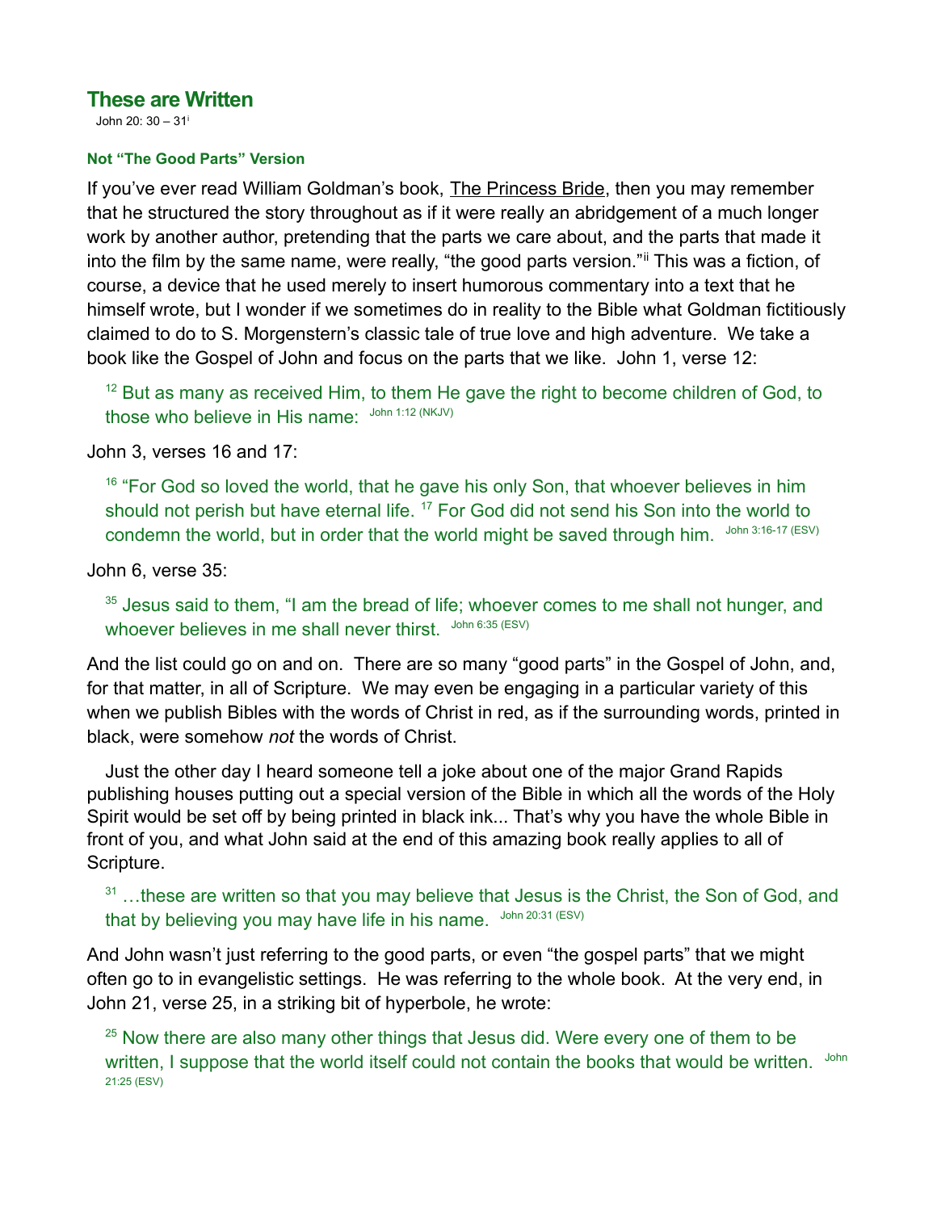# These are Written

John 20: 30 – 31[i]

### Not "The Good Parts" Version

If you've ever read William Goldman's book, The Princess Bride, then you may remember that he structured the story throughout as if it were really an abridgement of a much longer work by another author, pretending that the parts we care about, and the parts that made it into the film by the same name, were really, "the good parts version."[ii] This was a fiction, of course, a device that he used merely to insert humorous commentary into a text that he himself wrote, but I wonder if we sometimes do in reality to the Bible what Goldman fictitiously claimed to do to S. Morgenstern's classic tale of true love and high adventure. We take a book like the Gospel of John and focus on the parts that we like. John 1, verse 12:

> [12] But as many as received Him, to them He gave the right to become children of God, to those who believe in His name: John 1:12 (NKJV)

John 3, verses 16 and 17:

> [16] "For God so loved the world, that he gave his only Son, that whoever believes in him should not perish but have eternal life. [17] For God did not send his Son into the world to condemn the world, but in order that the world might be saved through him. John 3:16-17 (ESV)

John 6, verse 35:

> [35] Jesus said to them, "I am the bread of life; whoever comes to me shall not hunger, and whoever believes in me shall never thirst. John 6:35 (ESV)

And the list could go on and on. There are so many "good parts" in the Gospel of John, and, for that matter, in all of Scripture. We may even be engaging in a particular variety of this when we publish Bibles with the words of Christ in red, as if the surrounding words, printed in black, were somehow *not* the words of Christ.

Just the other day I heard someone tell a joke about one of the major Grand Rapids publishing houses putting out a special version of the Bible in which all the words of the Holy Spirit would be set off by being printed in black ink... That's why you have the whole Bible in front of you, and what John said at the end of this amazing book really applies to all of Scripture.

> [31] …these are written so that you may believe that Jesus is the Christ, the Son of God, and that by believing you may have life in his name. John 20:31 (ESV)

And John wasn't just referring to the good parts, or even "the gospel parts" that we might often go to in evangelistic settings. He was referring to the whole book. At the very end, in John 21, verse 25, in a striking bit of hyperbole, he wrote:

> [25] Now there are also many other things that Jesus did. Were every one of them to be written, I suppose that the world itself could not contain the books that would be written. John 21:25 (ESV)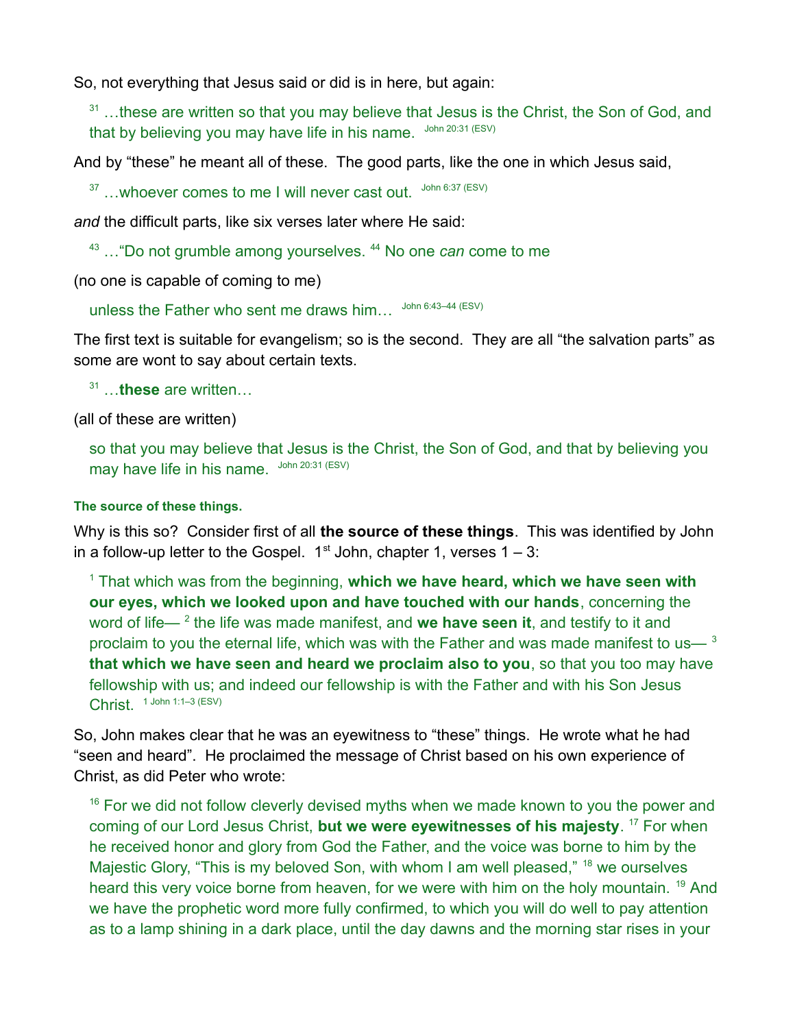So, not everything that Jesus said or did is in here, but again:

> [31] …these are written so that you may believe that Jesus is the Christ, the Son of God, and that by believing you may have life in his name. John 20:31 (ESV)

And by "these" he meant all of these. The good parts, like the one in which Jesus said,

> [37] …whoever comes to me I will never cast out. John 6:37 (ESV)

*and* the difficult parts, like six verses later where He said:

> [43] …"Do not grumble among yourselves. [44] No one *can* come to me

(no one is capable of coming to me)

> unless the Father who sent me draws him… John 6:43–44 (ESV)

The first text is suitable for evangelism; so is the second. They are all "the salvation parts" as some are wont to say about certain texts.

> [31] …**these** are written…

(all of these are written)

> so that you may believe that Jesus is the Christ, the Son of God, and that by believing you may have life in his name. John 20:31 (ESV)

#### The source of these things.

Why is this so? Consider first of all **the source of these things**. This was identified by John in a follow-up letter to the Gospel. 1st John, chapter 1, verses 1 – 3:

> [1] That which was from the beginning, **which we have heard, which we have seen with our eyes, which we looked upon and have touched with our hands**, concerning the word of life— [2] the life was made manifest, and **we have seen it**, and testify to it and proclaim to you the eternal life, which was with the Father and was made manifest to us— [3] **that which we have seen and heard we proclaim also to you**, so that you too may have fellowship with us; and indeed our fellowship is with the Father and with his Son Jesus Christ. 1 John 1:1–3 (ESV)

So, John makes clear that he was an eyewitness to "these" things. He wrote what he had "seen and heard". He proclaimed the message of Christ based on his own experience of Christ, as did Peter who wrote:

> [16] For we did not follow cleverly devised myths when we made known to you the power and coming of our Lord Jesus Christ, **but we were eyewitnesses of his majesty**. [17] For when he received honor and glory from God the Father, and the voice was borne to him by the Majestic Glory, "This is my beloved Son, with whom I am well pleased," [18] we ourselves heard this very voice borne from heaven, for we were with him on the holy mountain. [19] And we have the prophetic word more fully confirmed, to which you will do well to pay attention as to a lamp shining in a dark place, until the day dawns and the morning star rises in your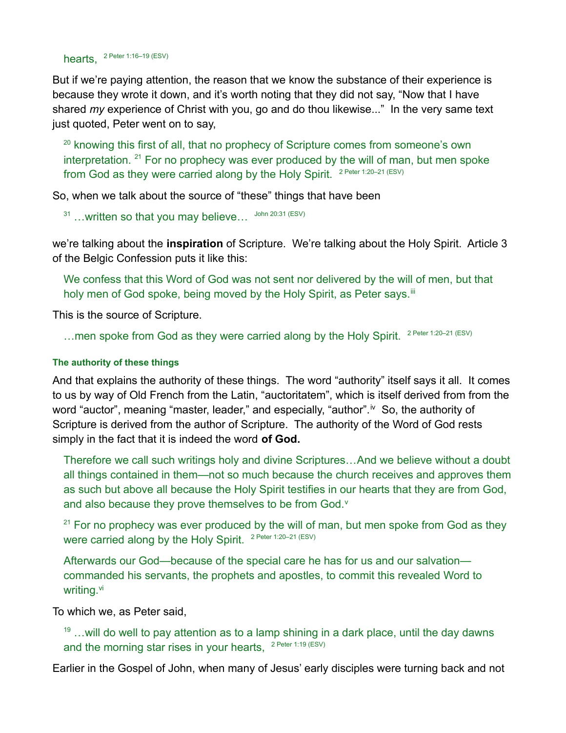hearts, 2 Peter 1:16–19 (ESV)

But if we're paying attention, the reason that we know the substance of their experience is because they wrote it down, and it's worth noting that they did not say, "Now that I have shared *my* experience of Christ with you, go and do thou likewise..." In the very same text just quoted, Peter went on to say,

> [20] knowing this first of all, that no prophecy of Scripture comes from someone's own interpretation. [21] For no prophecy was ever produced by the will of man, but men spoke from God as they were carried along by the Holy Spirit. 2 Peter 1:20–21 (ESV)

So, when we talk about the source of "these" things that have been

> [31] …written so that you may believe… John 20:31 (ESV)

we're talking about the **inspiration** of Scripture. We're talking about the Holy Spirit. Article 3 of the Belgic Confession puts it like this:

> We confess that this Word of God was not sent nor delivered by the will of men, but that holy men of God spoke, being moved by the Holy Spirit, as Peter says.[iii]

This is the source of Scripture.

> …men spoke from God as they were carried along by the Holy Spirit. 2 Peter 1:20–21 (ESV)

#### The authority of these things

And that explains the authority of these things. The word "authority" itself says it all. It comes to us by way of Old French from the Latin, "auctoritatem", which is itself derived from from the word "auctor", meaning "master, leader," and especially, "author".[iv] So, the authority of Scripture is derived from the author of Scripture. The authority of the Word of God rests simply in the fact that it is indeed the word **of God.**

> Therefore we call such writings holy and divine Scriptures…And we believe without a doubt all things contained in them—not so much because the church receives and approves them as such but above all because the Holy Spirit testifies in our hearts that they are from God, and also because they prove themselves to be from God.[v]

> [21] For no prophecy was ever produced by the will of man, but men spoke from God as they were carried along by the Holy Spirit. 2 Peter 1:20–21 (ESV)

> Afterwards our God—because of the special care he has for us and our salvation—commanded his servants, the prophets and apostles, to commit this revealed Word to writing.[vi]

To which we, as Peter said,

> [19] …will do well to pay attention as to a lamp shining in a dark place, until the day dawns and the morning star rises in your hearts, 2 Peter 1:19 (ESV)

Earlier in the Gospel of John, when many of Jesus' early disciples were turning back and not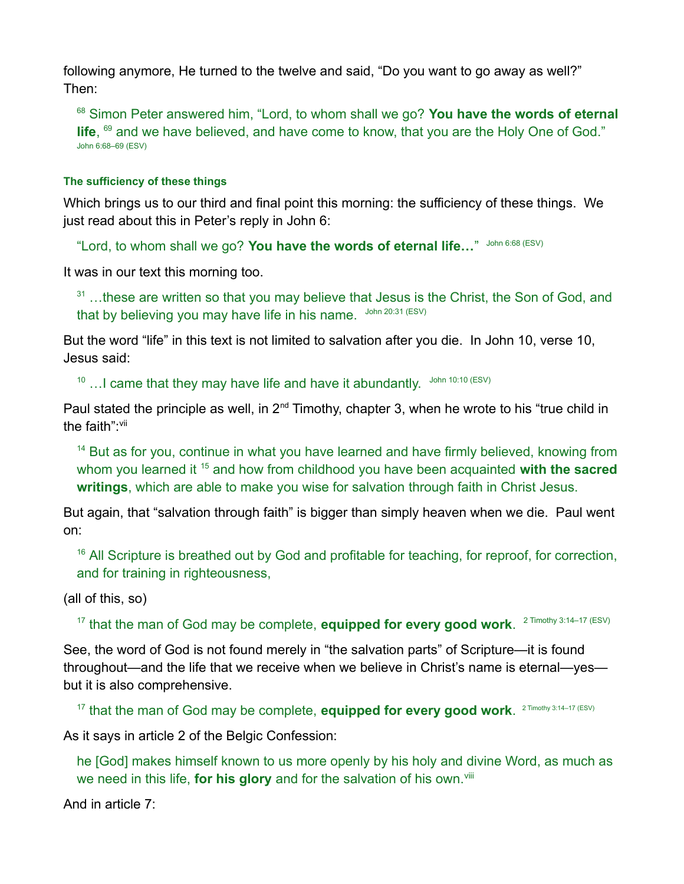following anymore, He turned to the twelve and said, "Do you want to go away as well?" Then:

> [68] Simon Peter answered him, "Lord, to whom shall we go? **You have the words of eternal life**, [69] and we have believed, and have come to know, that you are the Holy One of God." John 6:68–69 (ESV)

### The sufficiency of these things

Which brings us to our third and final point this morning: the sufficiency of these things. We just read about this in Peter's reply in John 6:

> "Lord, to whom shall we go? **You have the words of eternal life…**" John 6:68 (ESV)

It was in our text this morning too.

> [31] …these are written so that you may believe that Jesus is the Christ, the Son of God, and that by believing you may have life in his name. John 20:31 (ESV)

But the word "life" in this text is not limited to salvation after you die. In John 10, verse 10, Jesus said:

> [10] …I came that they may have life and have it abundantly. John 10:10 (ESV)

Paul stated the principle as well, in 2nd Timothy, chapter 3, when he wrote to his "true child in the faith":[vii]

> [14] But as for you, continue in what you have learned and have firmly believed, knowing from whom you learned it [15] and how from childhood you have been acquainted **with the sacred writings**, which are able to make you wise for salvation through faith in Christ Jesus.

But again, that "salvation through faith" is bigger than simply heaven when we die. Paul went on:

> [16] All Scripture is breathed out by God and profitable for teaching, for reproof, for correction, and for training in righteousness,

(all of this, so)

> [17] that the man of God may be complete, **equipped for every good work**. 2 Timothy 3:14–17 (ESV)

See, the word of God is not found merely in "the salvation parts" of Scripture—it is found throughout—and the life that we receive when we believe in Christ's name is eternal—yes—but it is also comprehensive.

> [17] that the man of God may be complete, **equipped for every good work**. 2 Timothy 3:14–17 (ESV)

As it says in article 2 of the Belgic Confession:

> he [God] makes himself known to us more openly by his holy and divine Word, as much as we need in this life, **for his glory** and for the salvation of his own.[viii]

And in article 7: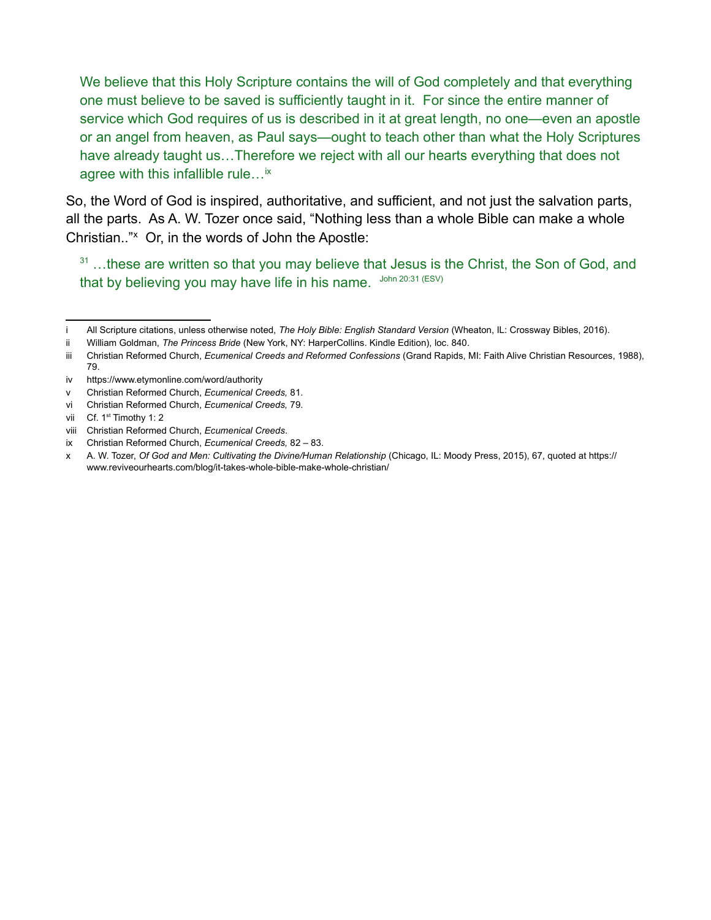> We believe that this Holy Scripture contains the will of God completely and that everything one must believe to be saved is sufficiently taught in it. For since the entire manner of service which God requires of us is described in it at great length, no one—even an apostle or an angel from heaven, as Paul says—ought to teach other than what the Holy Scriptures have already taught us…Therefore we reject with all our hearts everything that does not agree with this infallible rule…[ix]

So, the Word of God is inspired, authoritative, and sufficient, and not just the salvation parts, all the parts. As A. W. Tozer once said, "Nothing less than a whole Bible can make a whole Christian.."[x] Or, in the words of John the Apostle:

> [31] …these are written so that you may believe that Jesus is the Christ, the Son of God, and that by believing you may have life in his name. John 20:31 (ESV)

---

i All Scripture citations, unless otherwise noted, *The Holy Bible: English Standard Version* (Wheaton, IL: Crossway Bibles, 2016).

ii William Goldman, *The Princess Bride* (New York, NY: HarperCollins. Kindle Edition), loc. 840.

iii Christian Reformed Church, *Ecumenical Creeds and Reformed Confessions* (Grand Rapids, MI: Faith Alive Christian Resources, 1988), 79.

iv https://www.etymonline.com/word/authority

v Christian Reformed Church, *Ecumenical Creeds,* 81.

vi Christian Reformed Church, *Ecumenical Creeds,* 79.

vii Cf. 1st Timothy 1: 2

viii Christian Reformed Church, *Ecumenical Creeds*.

ix Christian Reformed Church, *Ecumenical Creeds,* 82 – 83.

x A. W. Tozer, *Of God and Men: Cultivating the Divine/Human Relationship* (Chicago, IL: Moody Press, 2015), 67, quoted at https://www.reviveourhearts.com/blog/it-takes-whole-bible-make-whole-christian/